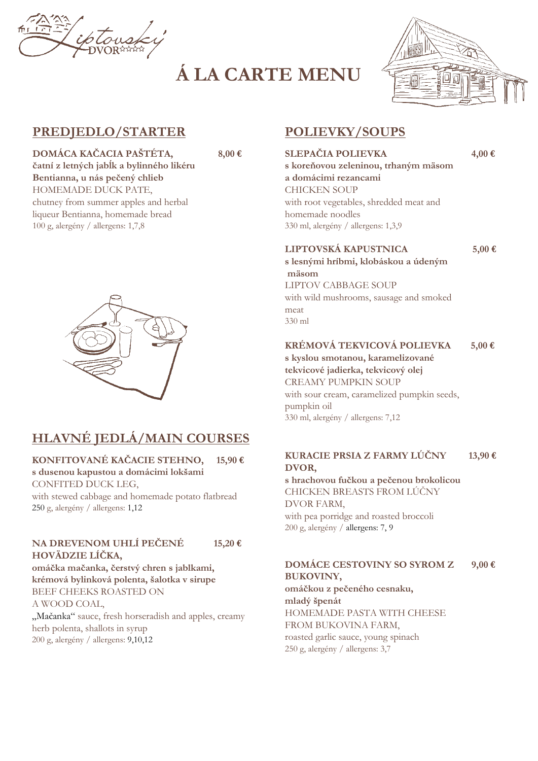Liptovský DVOR

# Á LA CARTE MENU

## PREDJEDLO/STARTER

**DOMÁCA KAČACIA PAŠTÉTA,** **8,00 €**
**čatní z letných jablk a bylinného likéru Bentianna, u nás pečený chlieb**
HOMEMADE DUCK PATE,
chutney from summer apples and herbal liqueur Bentianna, homemade bread
100 g, alergény / allergens: 1,7,8

## POLIEVKY/SOUPS

**SLEPAČIA POLIEVKA** **4,00 €**
**s koreňovou zeleninou, trhaným mäsom a domácimi rezancami**
CHICKEN SOUP
with root vegetables, shredded meat and homemade noodles
330 ml, alergény / allergens: 1,3,9

**LIPTOVSKÁ KAPUSTNICA** **5,00 €**
**s lesnými hríbmi, klobáskou a údeným mäsom**
LIPTOV CABBAGE SOUP
with wild mushrooms, sausage and smoked meat
330 ml

**KRÉMOVÁ TEKVICOVÁ POLIEVKA** **5,00 €**
**s kyslou smotanou, karamelizované tekvicové jadierka, tekvicový olej**
CREAMY PUMPKIN SOUP
with sour cream, caramelized pumpkin seeds, pumpkin oil
330 ml, alergény / allergens: 7,12

## HLAVNÉ JEDLÁ/MAIN COURSES

**KONFITOVANÉ KAČACIE STEHNO,** **15,90 €**
**s dusenou kapustou a domácimi lokšami**
CONFITED DUCK LEG,
with stewed cabbage and homemade potato flatbread
250 g, alergény / allergens: 1,12

**NA DREVENOM UHLÍ PEČENÉ HOVÄDZIE LÍČKA,** **15,20 €**
**omáčka mačanka, čerstvý chren s jablkami, krémová bylinková polenta, šalotka v sirupe**
BEEF CHEEKS ROASTED ON A WOOD COAL,
„Mačanka" sauce, fresh horseradish and apples, creamy herb polenta, shallots in syrup
200 g, alergény / allergens: 9,10,12

**KURACIE PRSIA Z FARMY LÚČNY DVOR,** **13,90 €**
**s hrachovou fučkou a pečenou brokolicou**
CHICKEN BREASTS FROM LÚČNY DVOR FARM,
with pea porridge and roasted broccoli
200 g, alergény / allergens: 7, 9

**DOMÁCE CESTOVINY SO SYROM Z BUKOVINY,** **9,00 €**
**omáčkou z pečeného cesnaku, mladý špenát**
HOMEMADE PASTA WITH CHEESE FROM BUKOVINA FARM,
roasted garlic sauce, young spinach
250 g, alergény / allergens: 3,7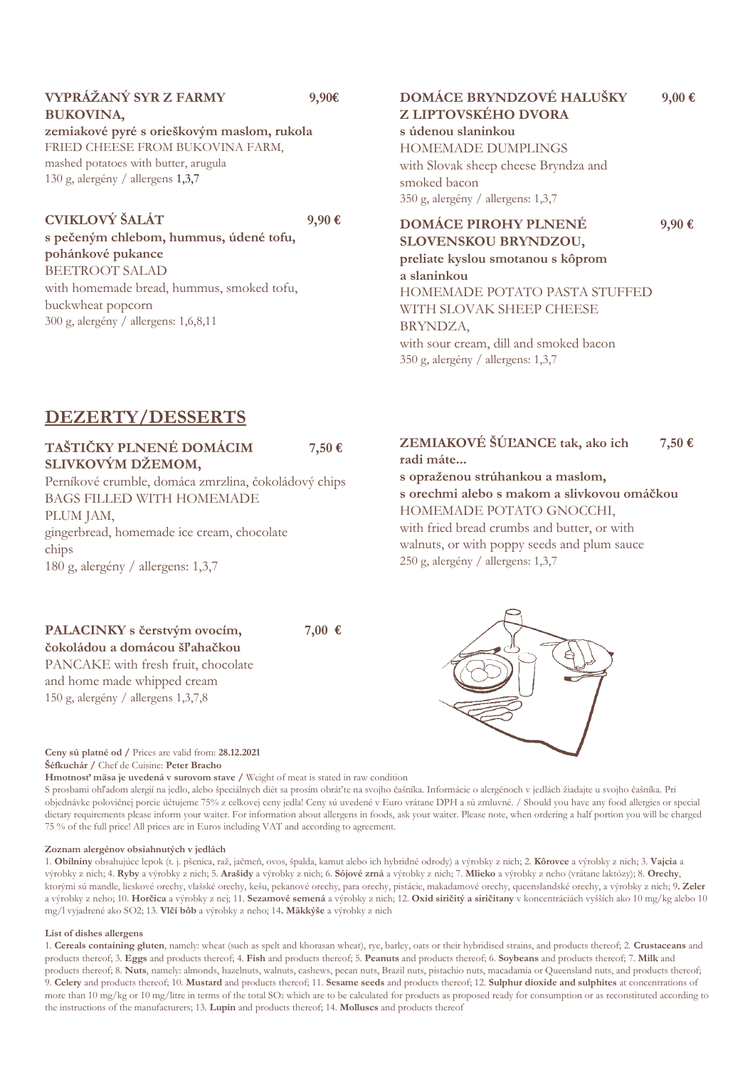**VYPRÁŽANÝ SYR Z FARMY BUKOVINA,** 9,90€
**zemiakové pyré s orieškovým maslom, rukola**
FRIED CHEESE FROM BUKOVINA FARM,
mashed potatoes with butter, arugula
130 g, alergény / allergens 1,3,7

**CVIKLOVÝ ŠALÁT** 9,90 €
**s pečeným chlebom, hummus, údené tofu, pohánkové pukance**
BEETROOT SALAD
with homemade bread, hummus, smoked tofu, buckwheat popcorn
300 g, alergény / allergens: 1,6,8,11

**DOMÁCE BRYNDZOVÉ HALUŠKY Z LIPTOVSKÉHO DVORA** 9,00 €
**s údenou slaninkou**
HOMEMADE DUMPLINGS
with Slovak sheep cheese Bryndza and smoked bacon
350 g, alergény / allergens: 1,3,7

**DOMÁCE PIROHY PLNENÉ SLOVENSKOU BRYNDZOU,** 9,90 €
**preliate kyslou smotanou s kôprom a slaninkou**
HOMEMADE POTATO PASTA STUFFED WITH SLOVAK SHEEP CHEESE BRYNDZA,
with sour cream, dill and smoked bacon
350 g, alergény / allergens: 1,3,7

## DEZERTY/DESSERTS

**TAŠTIČKY PLNENÉ DOMÁCIM SLIVKOVÝM DŽEMOM,** 7,50 €
Perníkové crumble, domáca zmrzlina, čokoládový chips
BAGS FILLED WITH HOMEMADE PLUM JAM,
gingerbread, homemade ice cream, chocolate chips
180 g, alergény / allergens: 1,3,7

**PALACINKY s čerstvým ovocím, čokoládou a domácou šľahačkou** 7,00 €
PANCAKE with fresh fruit, chocolate and home made whipped cream
150 g, alergény / allergens 1,3,7,8

**ZEMIAKOVÉ ŠÚĽANCE tak, ako ich radi máte...** 7,50 €
**s opraženou strúhankou a maslom, s orechmi alebo s makom a slivkovou omáčkou**
HOMEMADE POTATO GNOCCHI,
with fried bread crumbs and butter, or with walnuts, or with poppy seeds and plum sauce
250 g, alergény / allergens: 1,3,7

**Ceny sú platné od /** Prices are valid from: **28.12.2021**
**Šéfkuchár /** Chef de Cuisine: **Peter Bracho**
**Hmotnosť mäsa je uvedená v surovom stave /** Weight of meat is stated in raw condition
S prosbami ohľadom alergií na jedlo, alebo špeciálnych diét sa prosím obráťte na svojho čašníka. Informácie o alergénoch v jedlách žiadajte u svojho čašníka. Pri objednávke polovičnej porcie účtujeme 75% z celkovej ceny jedla! Ceny sú uvedené v Euro vrátane DPH a sú zmluvné. / Should you have any food allergies or special dietary requirements please inform your waiter. For information about allergens in foods, ask your waiter. Please note, when ordering a half portion you will be charged 75 % of the full price! All prices are in Euros including VAT and according to agreement.

**Zoznam alergénov obsiahnutých v jedlách**

1. **Obilniny** obsahujúce lepok (t. j. pšenica, raž, jačmeň, ovos, špalda, kamut alebo ich hybridné odrody) a výrobky z nich; 2. **Kôrovce** a výrobky z nich; 3. **Vajcia** a výrobky z nich; 4. **Ryby** a výrobky z nich; 5. **Arašidy** a výrobky z nich; 6. **Sójové zrná** a výrobky z nich; 7. **Mlieko** a výrobky z neho (vrátane laktózy); 8. **Orechy**, ktorými sú mandle, lieskové orechy, vlašské orechy, kešu, pekanové orechy, para orechy, pistácie, makadamové orechy, queenslandské orechy, a výrobky z nich; 9. **Zeler** a výrobky z neho; 10. **Horčica** a výrobky z nej; 11. **Sezamové semená** a výrobky z nich; 12. **Oxid siričitý a siričitany** v koncentráciách vyšších ako 10 mg/kg alebo 10 mg/l vyjadrené ako SO2; 13. **Vlčí bôb** a výrobky z neho; 14. **Mäkkýše** a výrobky z nich

**List of dishes allergens**

1. **Cereals containing gluten**, namely: wheat (such as spelt and khorasan wheat), rye, barley, oats or their hybridised strains, and products thereof; 2. **Crustaceans** and products thereof; 3. **Eggs** and products thereof; 4. **Fish** and products thereof; 5. **Peanuts** and products thereof; 6. **Soybeans** and products thereof; 7. **Milk** and products thereof; 8. **Nuts**, namely: almonds, hazelnuts, walnuts, cashews, pecan nuts, Brazil nuts, pistachio nuts, macadamia or Queensland nuts, and products thereof; 9. **Celery** and products thereof; 10. **Mustard** and products thereof; 11. **Sesame seeds** and products thereof; 12. **Sulphur dioxide and sulphites** at concentrations of more than 10 mg/kg or 10 mg/litre in terms of the total $SO_2$ which are to be calculated for products as proposed ready for consumption or as reconstituted according to the instructions of the manufacturers; 13. **Lupin** and products thereof; 14. **Molluscs** and products thereof